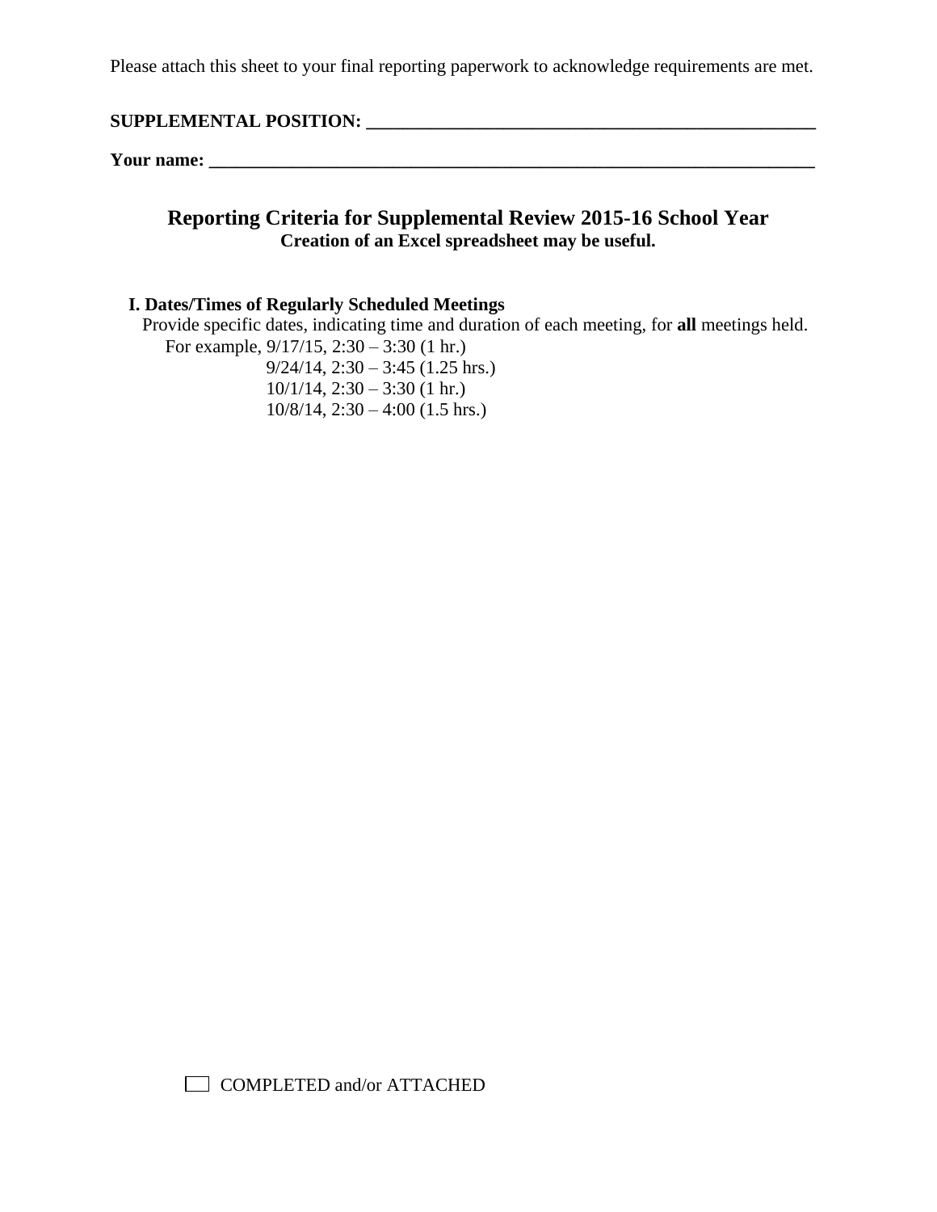Please attach this sheet to your final reporting paperwork to acknowledge requirements are met.

**SUPPLEMENTAL POSITION: ____________________________________________________**

**Your name: ________________________________________________________________**

## Reporting Criteria for Supplemental Review 2015-16 School Year

**Creation of an Excel spreadsheet may be useful.**

### I. Dates/Times of Regularly Scheduled Meetings

Provide specific dates, indicating time and duration of each meeting, for **all** meetings held.

For example, 9/17/15, 2:30 – 3:30 (1 hr.)
9/24/14, 2:30 – 3:45 (1.25 hrs.)
10/1/14, 2:30 – 3:30 (1 hr.)
10/8/14, 2:30 – 4:00 (1.5 hrs.)

☐ COMPLETED and/or ATTACHED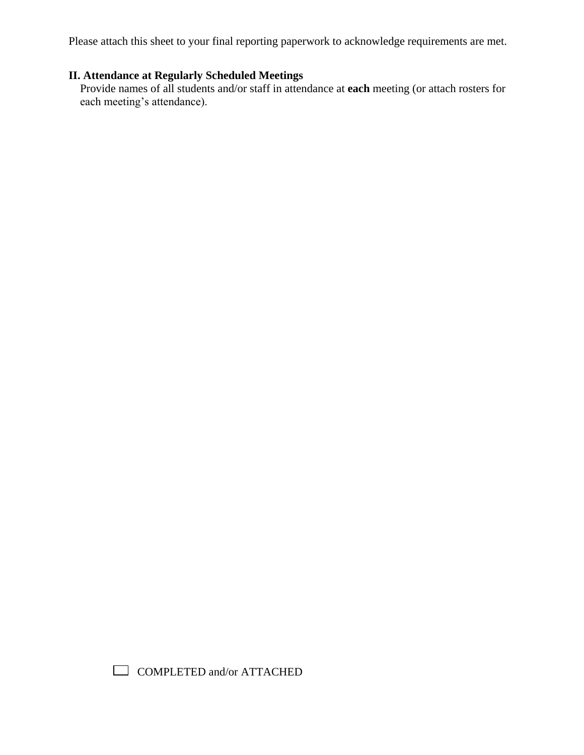Please attach this sheet to your final reporting paperwork to acknowledge requirements are met.

## II. Attendance at Regularly Scheduled Meetings

Provide names of all students and/or staff in attendance at **each** meeting (or attach rosters for each meeting's attendance).

☐ COMPLETED and/or ATTACHED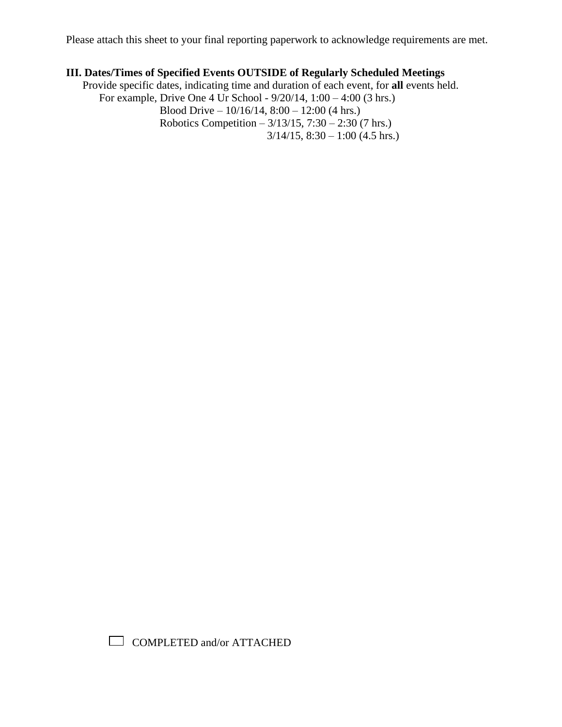Please attach this sheet to your final reporting paperwork to acknowledge requirements are met.

**III. Dates/Times of Specified Events OUTSIDE of Regularly Scheduled Meetings**

Provide specific dates, indicating time and duration of each event, for **all** events held.

For example, Drive One 4 Ur School - 9/20/14, 1:00 – 4:00 (3 hrs.)
Blood Drive – 10/16/14, 8:00 – 12:00 (4 hrs.)
Robotics Competition – 3/13/15, 7:30 – 2:30 (7 hrs.)
3/14/15, 8:30 – 1:00 (4.5 hrs.)

☐ COMPLETED and/or ATTACHED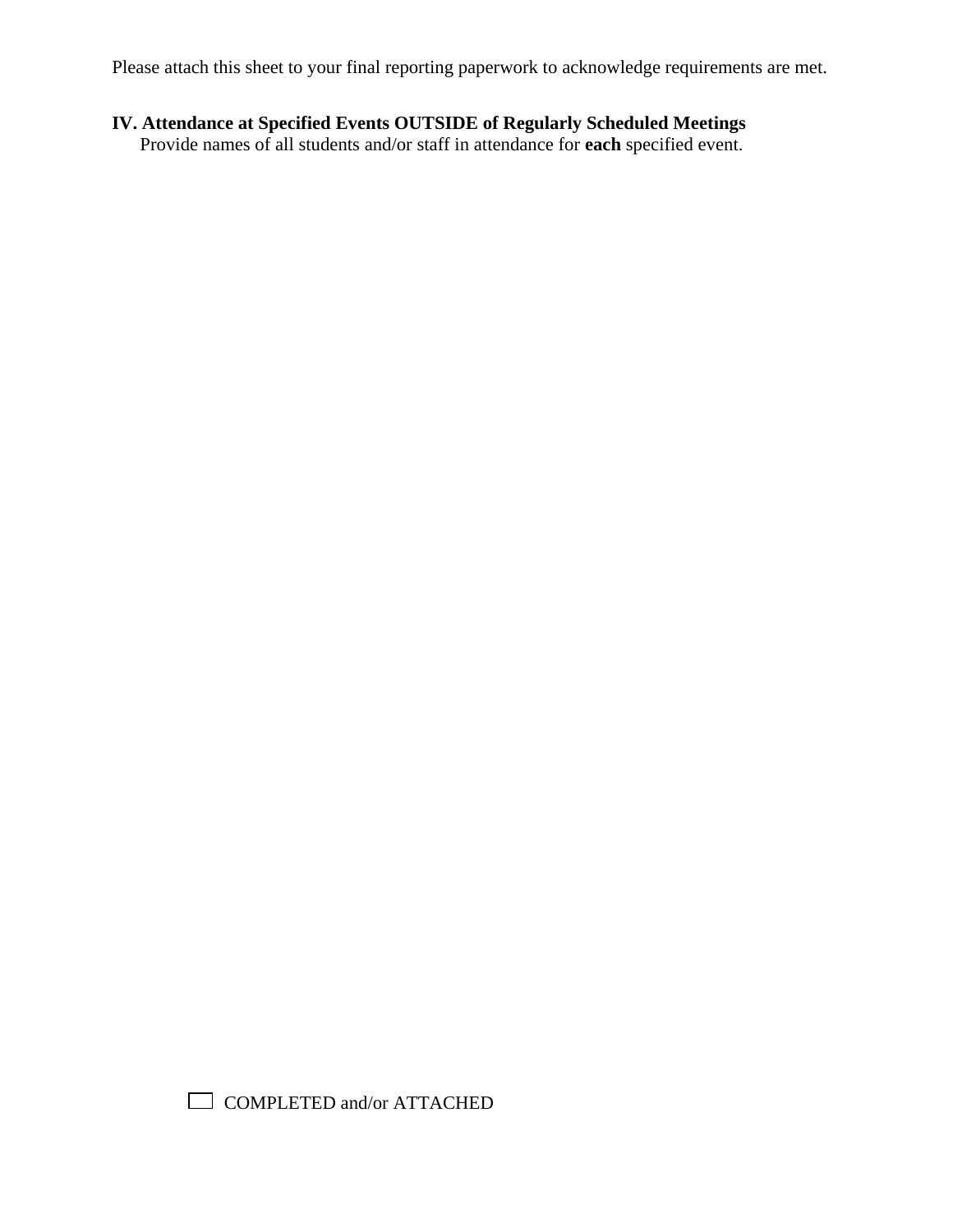Please attach this sheet to your final reporting paperwork to acknowledge requirements are met.

**IV. Attendance at Specified Events OUTSIDE of Regularly Scheduled Meetings**

Provide names of all students and/or staff in attendance for **each** specified event.

☐ COMPLETED and/or ATTACHED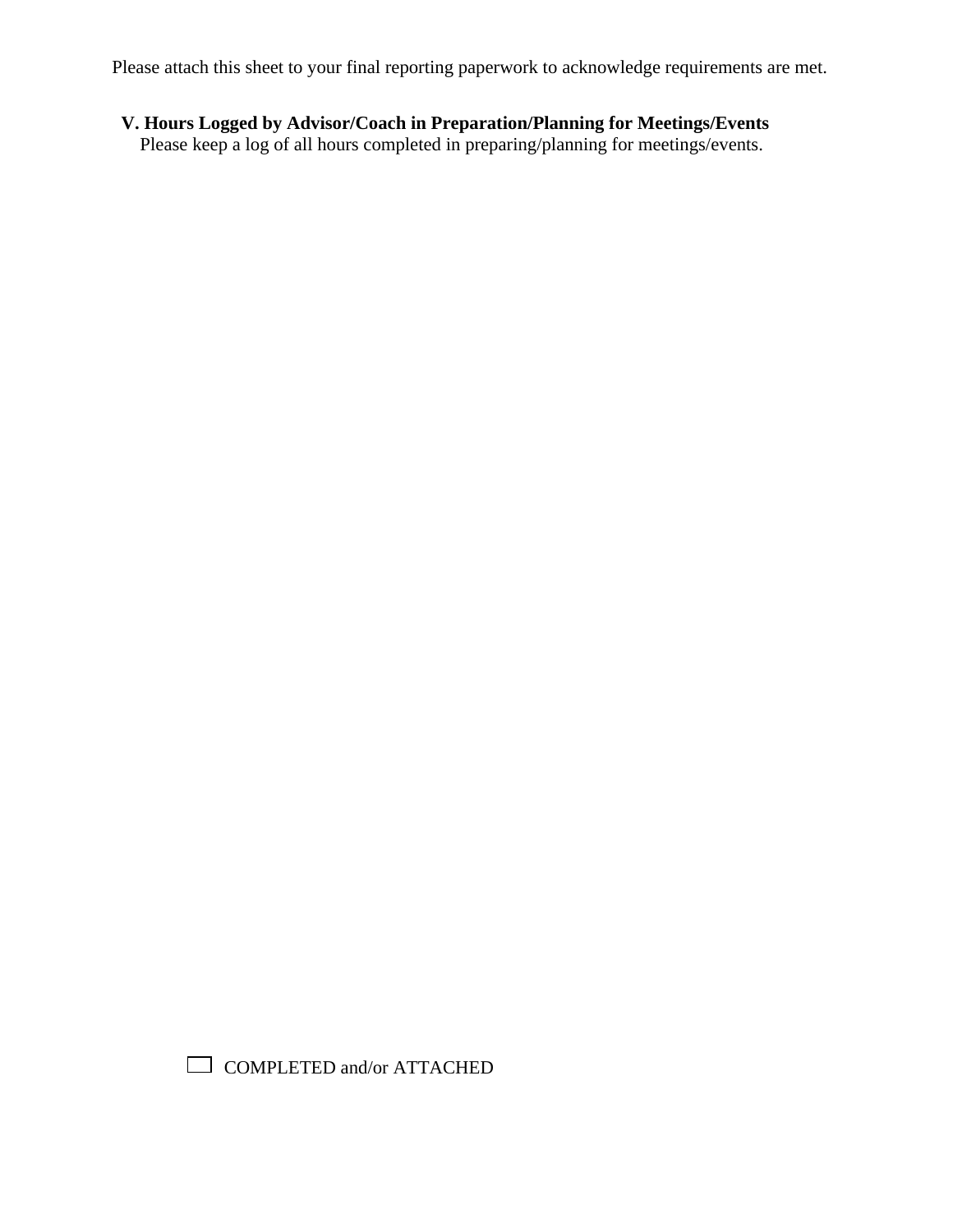Please attach this sheet to your final reporting paperwork to acknowledge requirements are met.

**V. Hours Logged by Advisor/Coach in Preparation/Planning for Meetings/Events**

Please keep a log of all hours completed in preparing/planning for meetings/events.

☐ COMPLETED and/or ATTACHED